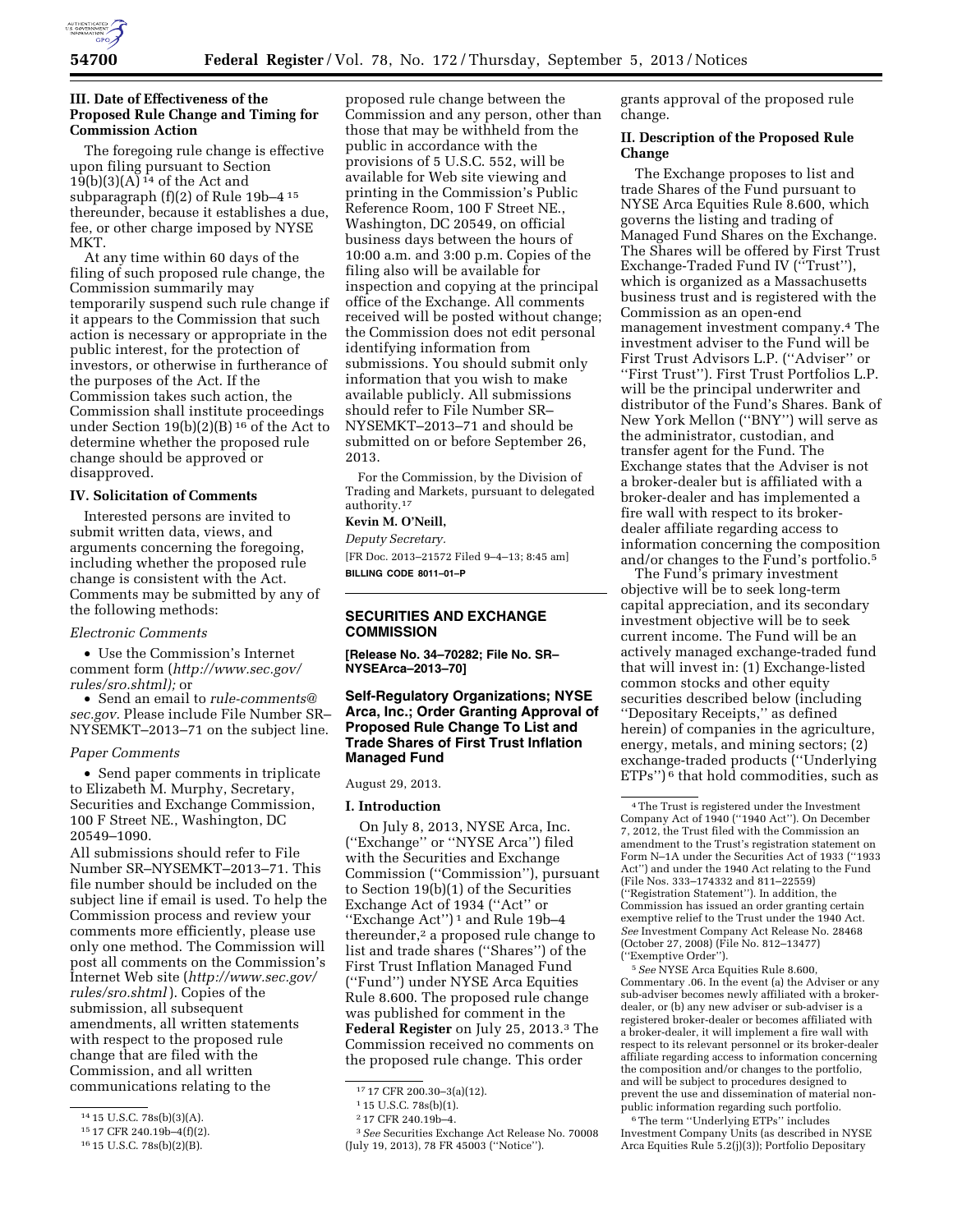### III. Date of Effectiveness of the Proposed Rule Change and Timing for Commission Action

The foregoing rule change is effective upon filing pursuant to Section 19(b)(3)(A)[14] of the Act and subparagraph (f)(2) of Rule 19b–4[15] thereunder, because it establishes a due, fee, or other charge imposed by NYSE MKT.

At any time within 60 days of the filing of such proposed rule change, the Commission summarily may temporarily suspend such rule change if it appears to the Commission that such action is necessary or appropriate in the public interest, for the protection of investors, or otherwise in furtherance of the purposes of the Act. If the Commission takes such action, the Commission shall institute proceedings under Section 19(b)(2)(B)[16] of the Act to determine whether the proposed rule change should be approved or disapproved.

### IV. Solicitation of Comments

Interested persons are invited to submit written data, views, and arguments concerning the foregoing, including whether the proposed rule change is consistent with the Act. Comments may be submitted by any of the following methods:

*Electronic Comments*

- Use the Commission's Internet comment form (*http://www.sec.gov/rules/sro.shtml);* or
- Send an email to *rule-comments@sec.gov.* Please include File Number SR–NYSEMKT–2013–71 on the subject line.

*Paper Comments*

- Send paper comments in triplicate to Elizabeth M. Murphy, Secretary, Securities and Exchange Commission, 100 F Street NE., Washington, DC 20549–1090.

All submissions should refer to File Number SR–NYSEMKT–2013–71. This file number should be included on the subject line if email is used. To help the Commission process and review your comments more efficiently, please use only one method. The Commission will post all comments on the Commission's Internet Web site (*http://www.sec.gov/rules/sro.shtml*). Copies of the submission, all subsequent amendments, all written statements with respect to the proposed rule change that are filed with the Commission, and all written communications relating to the proposed rule change between the Commission and any person, other than those that may be withheld from the public in accordance with the provisions of 5 U.S.C. 552, will be available for Web site viewing and printing in the Commission's Public Reference Room, 100 F Street NE., Washington, DC 20549, on official business days between the hours of 10:00 a.m. and 3:00 p.m. Copies of the filing also will be available for inspection and copying at the principal office of the Exchange. All comments received will be posted without change; the Commission does not edit personal identifying information from submissions. You should submit only information that you wish to make available publicly. All submissions should refer to File Number SR–NYSEMKT–2013–71 and should be submitted on or before September 26, 2013.

For the Commission, by the Division of Trading and Markets, pursuant to delegated authority.[17]

**Kevin M. O'Neill,**

*Deputy Secretary.*

[FR Doc. 2013–21572 Filed 9–4–13; 8:45 am]

**BILLING CODE 8011–01–P**

[14] 15 U.S.C. 78s(b)(3)(A).

[15] 17 CFR 240.19b–4(f)(2).

[16] 15 U.S.C. 78s(b)(2)(B).

[17] 17 CFR 200.30–3(a)(12).

## SECURITIES AND EXCHANGE COMMISSION

**[Release No. 34–70282; File No. SR–NYSEArca–2013–70]**

### Self-Regulatory Organizations; NYSE Arca, Inc.; Order Granting Approval of Proposed Rule Change To List and Trade Shares of First Trust Inflation Managed Fund

August 29, 2013.

### I. Introduction

On July 8, 2013, NYSE Arca, Inc. (''Exchange'' or ''NYSE Arca'') filed with the Securities and Exchange Commission (''Commission''), pursuant to Section 19(b)(1) of the Securities Exchange Act of 1934 (''Act'' or ''Exchange Act'')[1] and Rule 19b–4 thereunder,[2] a proposed rule change to list and trade shares (''Shares'') of the First Trust Inflation Managed Fund (''Fund'') under NYSE Arca Equities Rule 8.600. The proposed rule change was published for comment in the **Federal Register** on July 25, 2013.[3] The Commission received no comments on the proposed rule change. This order grants approval of the proposed rule change.

### II. Description of the Proposed Rule Change

The Exchange proposes to list and trade Shares of the Fund pursuant to NYSE Arca Equities Rule 8.600, which governs the listing and trading of Managed Fund Shares on the Exchange. The Shares will be offered by First Trust Exchange-Traded Fund IV (''Trust''), which is organized as a Massachusetts business trust and is registered with the Commission as an open-end management investment company.[4] The investment adviser to the Fund will be First Trust Advisors L.P. (''Adviser'' or ''First Trust''). First Trust Portfolios L.P. will be the principal underwriter and distributor of the Fund's Shares. Bank of New York Mellon (''BNY'') will serve as the administrator, custodian, and transfer agent for the Fund. The Exchange states that the Adviser is not a broker-dealer but is affiliated with a broker-dealer and has implemented a fire wall with respect to its broker-dealer affiliate regarding access to information concerning the composition and/or changes to the Fund's portfolio.[5]

The Fund's primary investment objective will be to seek long-term capital appreciation, and its secondary investment objective will be to seek current income. The Fund will be an actively managed exchange-traded fund that will invest in: (1) Exchange-listed common stocks and other equity securities described below (including ''Depositary Receipts,'' as defined herein) of companies in the agriculture, energy, metals, and mining sectors; (2) exchange-traded products (''Underlying ETPs'')[6] that hold commodities, such as

[1] 15 U.S.C. 78s(b)(1).

[2] 17 CFR 240.19b–4.

[3] *See* Securities Exchange Act Release No. 70008 (July 19, 2013), 78 FR 45003 (''Notice'').

[4] The Trust is registered under the Investment Company Act of 1940 (''1940 Act''). On December 7, 2012, the Trust filed with the Commission an amendment to the Trust's registration statement on Form N–1A under the Securities Act of 1933 (''1933 Act'') and under the 1940 Act relating to the Fund (File Nos. 333–174332 and 811–22559) (''Registration Statement''). In addition, the Commission has issued an order granting certain exemptive relief to the Trust under the 1940 Act. *See* Investment Company Act Release No. 28468 (October 27, 2008) (File No. 812–13477) (''Exemptive Order'').

[5] *See* NYSE Arca Equities Rule 8.600, Commentary .06. In the event (a) the Adviser or any sub-adviser becomes newly affiliated with a broker-dealer, or (b) any new adviser or sub-adviser is a registered broker-dealer or becomes affiliated with a broker-dealer, it will implement a fire wall with respect to its relevant personnel or its broker-dealer affiliate regarding access to information concerning the composition and/or changes to the portfolio, and will be subject to procedures designed to prevent the use and dissemination of material non-public information regarding such portfolio.

[6] The term ''Underlying ETPs'' includes Investment Company Units (as described in NYSE Arca Equities Rule 5.2(j)(3)); Portfolio Depositary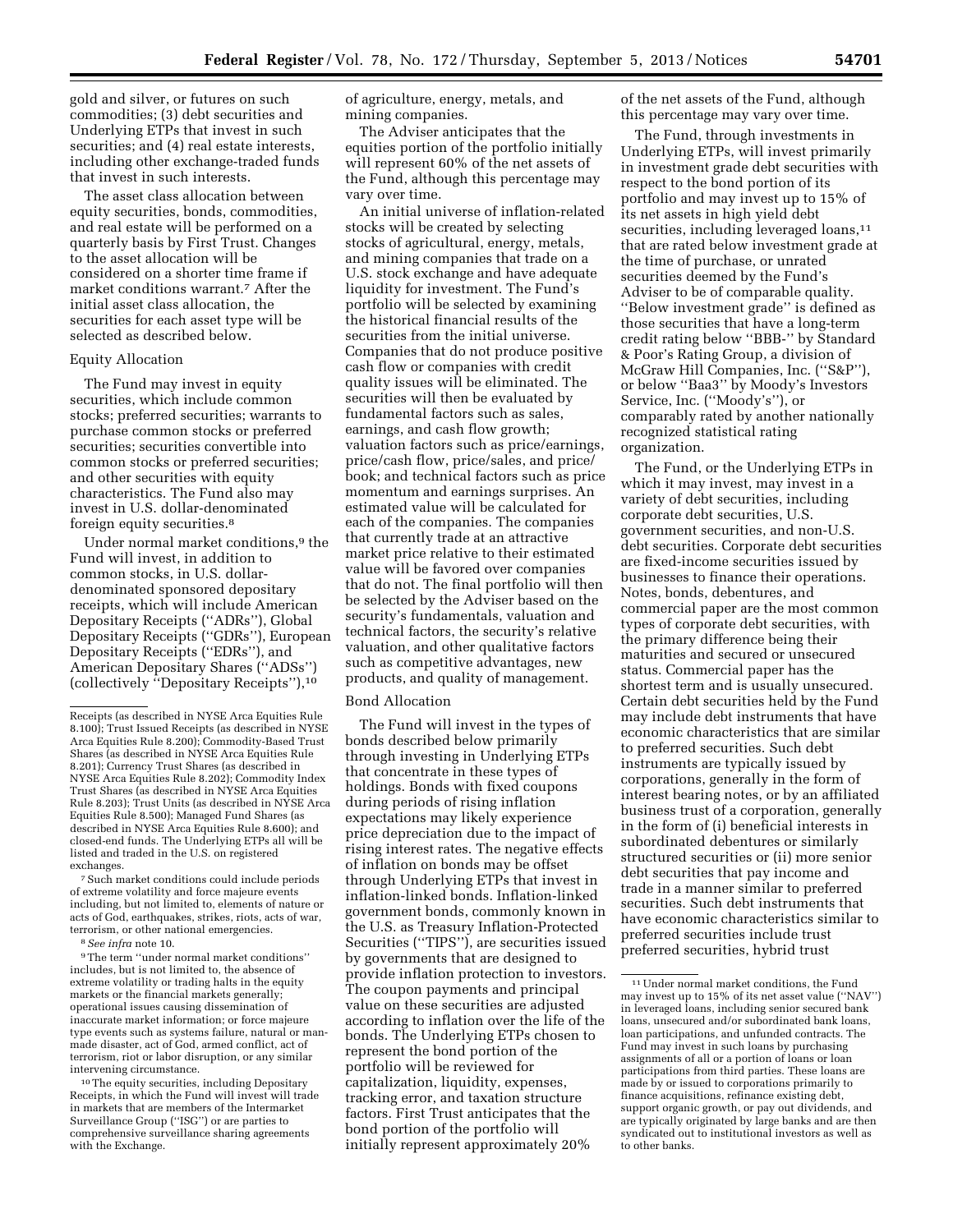gold and silver, or futures on such commodities; (3) debt securities and Underlying ETPs that invest in such securities; and (4) real estate interests, including other exchange-traded funds that invest in such interests.

The asset class allocation between equity securities, bonds, commodities, and real estate will be performed on a quarterly basis by First Trust. Changes to the asset allocation will be considered on a shorter time frame if market conditions warrant.[7] After the initial asset class allocation, the securities for each asset type will be selected as described below.

### Equity Allocation

The Fund may invest in equity securities, which include common stocks; preferred securities; warrants to purchase common stocks or preferred securities; securities convertible into common stocks or preferred securities; and other securities with equity characteristics. The Fund also may invest in U.S. dollar-denominated foreign equity securities.[8]

Under normal market conditions,[9] the Fund will invest, in addition to common stocks, in U.S. dollar-denominated sponsored depositary receipts, which will include American Depositary Receipts (''ADRs''), Global Depositary Receipts (''GDRs''), European Depositary Receipts (''EDRs''), and American Depositary Shares (''ADSs'') (collectively ''Depositary Receipts''),[10] of agriculture, energy, metals, and mining companies.

The Adviser anticipates that the equities portion of the portfolio initially will represent 60% of the net assets of the Fund, although this percentage may vary over time.

An initial universe of inflation-related stocks will be created by selecting stocks of agricultural, energy, metals, and mining companies that trade on a U.S. stock exchange and have adequate liquidity for investment. The Fund's portfolio will be selected by examining the historical financial results of the securities from the initial universe. Companies that do not produce positive cash flow or companies with credit quality issues will be eliminated. The securities will then be evaluated by fundamental factors such as sales, earnings, and cash flow growth; valuation factors such as price/earnings, price/cash flow, price/sales, and price/book; and technical factors such as price momentum and earnings surprises. An estimated value will be calculated for each of the companies. The companies that currently trade at an attractive market price relative to their estimated value will be favored over companies that do not. The final portfolio will then be selected by the Adviser based on the security's fundamentals, valuation and technical factors, the security's relative valuation, and other qualitative factors such as competitive advantages, new products, and quality of management.

### Bond Allocation

The Fund will invest in the types of bonds described below primarily through investing in Underlying ETPs that concentrate in these types of holdings. Bonds with fixed coupons during periods of rising inflation expectations may likely experience price depreciation due to the impact of rising interest rates. The negative effects of inflation on bonds may be offset through Underlying ETPs that invest in inflation-linked bonds. Inflation-linked government bonds, commonly known in the U.S. as Treasury Inflation-Protected Securities (''TIPS''), are securities issued by governments that are designed to provide inflation protection to investors. The coupon payments and principal value on these securities are adjusted according to inflation over the life of the bonds. The Underlying ETPs chosen to represent the bond portion of the portfolio will be reviewed for capitalization, liquidity, expenses, tracking error, and taxation structure factors. First Trust anticipates that the bond portion of the portfolio will initially represent approximately 20% of the net assets of the Fund, although this percentage may vary over time.

The Fund, through investments in Underlying ETPs, will invest primarily in investment grade debt securities with respect to the bond portion of its portfolio and may invest up to 15% of its net assets in high yield debt securities, including leveraged loans,[11] that are rated below investment grade at the time of purchase, or unrated securities deemed by the Fund's Adviser to be of comparable quality. ''Below investment grade'' is defined as those securities that have a long-term credit rating below ''BBB-'' by Standard & Poor's Rating Group, a division of McGraw Hill Companies, Inc. (''S&P''), or below ''Baa3'' by Moody's Investors Service, Inc. (''Moody's''), or comparably rated by another nationally recognized statistical rating organization.

The Fund, or the Underlying ETPs in which it may invest, may invest in a variety of debt securities, including corporate debt securities, U.S. government securities, and non-U.S. debt securities. Corporate debt securities are fixed-income securities issued by businesses to finance their operations. Notes, bonds, debentures, and commercial paper are the most common types of corporate debt securities, with the primary difference being their maturities and secured or unsecured status. Commercial paper has the shortest term and is usually unsecured. Certain debt securities held by the Fund may include debt instruments that have economic characteristics that are similar to preferred securities. Such debt instruments are typically issued by corporations, generally in the form of interest bearing notes, or by an affiliated business trust of a corporation, generally in the form of (i) beneficial interests in subordinated debentures or similarly structured securities or (ii) more senior debt securities that pay income and trade in a manner similar to preferred securities. Such debt instruments that have economic characteristics similar to preferred securities include trust preferred securities, hybrid trust

---

Receipts (as described in NYSE Arca Equities Rule 8.100); Trust Issued Receipts (as described in NYSE Arca Equities Rule 8.200); Commodity-Based Trust Shares (as described in NYSE Arca Equities Rule 8.201); Currency Trust Shares (as described in NYSE Arca Equities Rule 8.202); Commodity Index Trust Shares (as described in NYSE Arca Equities Rule 8.203); Trust Units (as described in NYSE Arca Equities Rule 8.500); Managed Fund Shares (as described in NYSE Arca Equities Rule 8.600); and closed-end funds. The Underlying ETPs all will be listed and traded in the U.S. on registered exchanges.

[7] Such market conditions could include periods of extreme volatility and force majeure events including, but not limited to, elements of nature or acts of God, earthquakes, strikes, riots, acts of war, terrorism, or other national emergencies.

[8] *See infra* note 10.

[9] The term ''under normal market conditions'' includes, but is not limited to, the absence of extreme volatility or trading halts in the equity markets or the financial markets generally; operational issues causing dissemination of inaccurate market information; or force majeure type events such as systems failure, natural or man-made disaster, act of God, armed conflict, act of terrorism, riot or labor disruption, or any similar intervening circumstance.

[10] The equity securities, including Depositary Receipts, in which the Fund will invest will trade in markets that are members of the Intermarket Surveillance Group (''ISG'') or are parties to comprehensive surveillance sharing agreements with the Exchange.

[11] Under normal market conditions, the Fund may invest up to 15% of its net asset value (''NAV'') in leveraged loans, including senior secured bank loans, unsecured and/or subordinated bank loans, loan participations, and unfunded contracts. The Fund may invest in such loans by purchasing assignments of all or a portion of loans or loan participations from third parties. These loans are made by or issued to corporations primarily to finance acquisitions, refinance existing debt, support organic growth, or pay out dividends, and are typically originated by large banks and are then syndicated out to institutional investors as well as to other banks.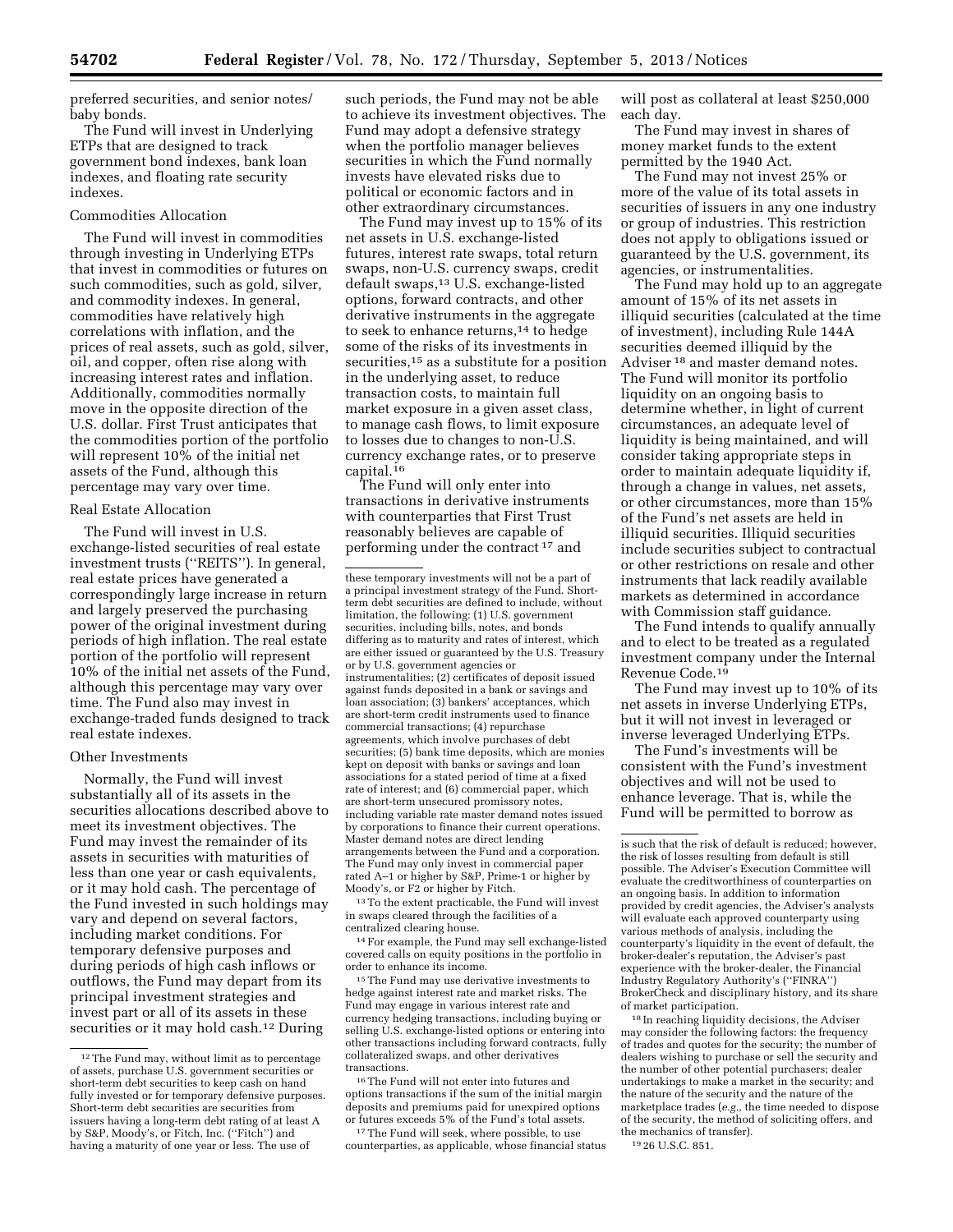preferred securities, and senior notes/ baby bonds.

The Fund will invest in Underlying ETPs that are designed to track government bond indexes, bank loan indexes, and floating rate security indexes.

Commodities Allocation

The Fund will invest in commodities through investing in Underlying ETPs that invest in commodities or futures on such commodities, such as gold, silver, and commodity indexes. In general, commodities have relatively high correlations with inflation, and the prices of real assets, such as gold, silver, oil, and copper, often rise along with increasing interest rates and inflation. Additionally, commodities normally move in the opposite direction of the U.S. dollar. First Trust anticipates that the commodities portion of the portfolio will represent 10% of the initial net assets of the Fund, although this percentage may vary over time.

Real Estate Allocation

The Fund will invest in U.S. exchange-listed securities of real estate investment trusts ("REITS"). In general, real estate prices have generated a correspondingly large increase in return and largely preserved the purchasing power of the original investment during periods of high inflation. The real estate portion of the portfolio will represent 10% of the initial net assets of the Fund, although this percentage may vary over time. The Fund also may invest in exchange-traded funds designed to track real estate indexes.

Other Investments

Normally, the Fund will invest substantially all of its assets in the securities allocations described above to meet its investment objectives. The Fund may invest the remainder of its assets in securities with maturities of less than one year or cash equivalents, or it may hold cash. The percentage of the Fund invested in such holdings may vary and depend on several factors, including market conditions. For temporary defensive purposes and during periods of high cash inflows or outflows, the Fund may depart from its principal investment strategies and invest part or all of its assets in these securities or it may hold cash.[12] During such periods, the Fund may not be able to achieve its investment objectives. The Fund may adopt a defensive strategy when the portfolio manager believes securities in which the Fund normally invests have elevated risks due to political or economic factors and in other extraordinary circumstances.

The Fund may invest up to 15% of its net assets in U.S. exchange-listed futures, interest rate swaps, total return swaps, non-U.S. currency swaps, credit default swaps,[13] U.S. exchange-listed options, forward contracts, and other derivative instruments in the aggregate to seek to enhance returns,[14] to hedge some of the risks of its investments in securities,[15] as a substitute for a position in the underlying asset, to reduce transaction costs, to maintain full market exposure in a given asset class, to manage cash flows, to limit exposure to losses due to changes to non-U.S. currency exchange rates, or to preserve capital.[16]

The Fund will only enter into transactions in derivative instruments with counterparties that First Trust reasonably believes are capable of performing under the contract[17] and will post as collateral at least $250,000 each day.

The Fund may invest in shares of money market funds to the extent permitted by the 1940 Act.

The Fund may not invest 25% or more of the value of its total assets in securities of issuers in any one industry or group of industries. This restriction does not apply to obligations issued or guaranteed by the U.S. government, its agencies, or instrumentalities.

The Fund may hold up to an aggregate amount of 15% of its net assets in illiquid securities (calculated at the time of investment), including Rule 144A securities deemed illiquid by the Adviser[18] and master demand notes. The Fund will monitor its portfolio liquidity on an ongoing basis to determine whether, in light of current circumstances, an adequate level of liquidity is being maintained, and will consider taking appropriate steps in order to maintain adequate liquidity if, through a change in values, net assets, or other circumstances, more than 15% of the Fund's net assets are held in illiquid securities. Illiquid securities include securities subject to contractual or other restrictions on resale and other instruments that lack readily available markets as determined in accordance with Commission staff guidance.

The Fund intends to qualify annually and to elect to be treated as a regulated investment company under the Internal Revenue Code.[19]

The Fund may invest up to 10% of its net assets in inverse Underlying ETPs, but it will not invest in leveraged or inverse leveraged Underlying ETPs.

The Fund's investments will be consistent with the Fund's investment objectives and will not be used to enhance leverage. That is, while the Fund will be permitted to borrow as

---

[12] The Fund may, without limit as to percentage of assets, purchase U.S. government securities or short-term debt securities to keep cash on hand fully invested or for temporary defensive purposes. Short-term debt securities are securities from issuers having a long-term debt rating of at least A by S&P, Moody's, or Fitch, Inc. ("Fitch") and having a maturity of one year or less. The use of these temporary investments will not be a part of a principal investment strategy of the Fund. Short-term debt securities are defined to include, without limitation, the following: (1) U.S. government securities, including bills, notes, and bonds differing as to maturity and rates of interest, which are either issued or guaranteed by the U.S. Treasury or by U.S. government agencies or instrumentalities; (2) certificates of deposit issued against funds deposited in a bank or savings and loan association; (3) bankers' acceptances, which are short-term credit instruments used to finance commercial transactions; (4) repurchase agreements, which involve purchases of debt securities; (5) bank time deposits, which are monies kept on deposit with banks or savings and loan associations for a stated period of time at a fixed rate of interest; and (6) commercial paper, which are short-term unsecured promissory notes, including variable rate master demand notes issued by corporations to finance their current operations. Master demand notes are direct lending arrangements between the Fund and a corporation. The Fund may only invest in commercial paper rated A–1 or higher by S&P, Prime-1 or higher by Moody's, or F2 or higher by Fitch.

[13] To the extent practicable, the Fund will invest in swaps cleared through the facilities of a centralized clearing house.

[14] For example, the Fund may sell exchange-listed covered calls on equity positions in the portfolio in order to enhance its income.

[15] The Fund may use derivative investments to hedge against interest rate and market risks. The Fund may engage in various interest rate and currency hedging transactions, including buying or selling U.S. exchange-listed options or entering into other transactions including forward contracts, fully collateralized swaps, and other derivatives transactions.

[16] The Fund will not enter into futures and options transactions if the sum of the initial margin deposits and premiums paid for unexpired options or futures exceeds 5% of the Fund's total assets.

[17] The Fund will seek, where possible, to use counterparties, as applicable, whose financial status is such that the risk of default is reduced; however, the risk of losses resulting from default is still possible. The Adviser's Execution Committee will evaluate the creditworthiness of counterparties on an ongoing basis. In addition to information provided by credit agencies, the Adviser's analysts will evaluate each approved counterparty using various methods of analysis, including the counterparty's liquidity in the event of default, the broker-dealer's reputation, the Adviser's past experience with the broker-dealer, the Financial Industry Regulatory Authority's ("FINRA") BrokerCheck and disciplinary history, and its share of market participation.

[18] In reaching liquidity decisions, the Adviser may consider the following factors: the frequency of trades and quotes for the security; the number of dealers wishing to purchase or sell the security and the number of other potential purchasers; dealer undertakings to make a market in the security; and the nature of the security and the nature of the marketplace trades (*e.g.*, the time needed to dispose of the security, the method of soliciting offers, and the mechanics of transfer).

[19] 26 U.S.C. 851.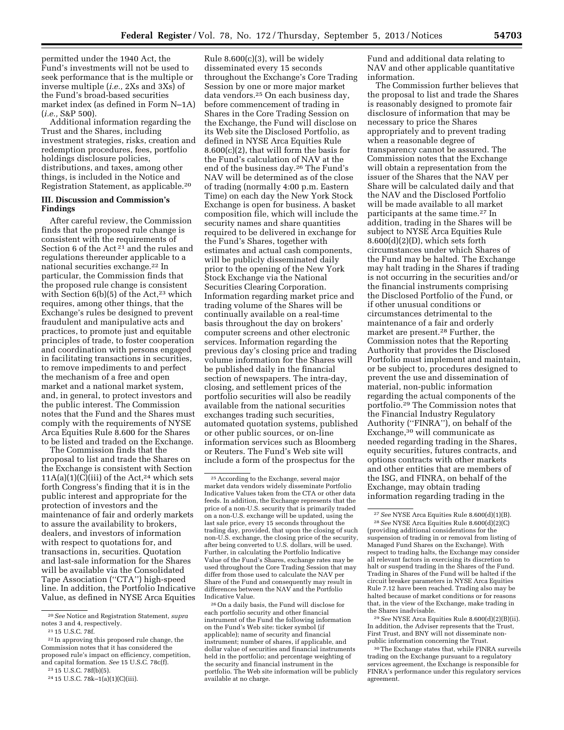permitted under the 1940 Act, the Fund's investments will not be used to seek performance that is the multiple or inverse multiple (*i.e.,* 2Xs and 3Xs) of the Fund's broad-based securities market index (as defined in Form N–1A) (*i.e.,* S&P 500).

Additional information regarding the Trust and the Shares, including investment strategies, risks, creation and redemption procedures, fees, portfolio holdings disclosure policies, distributions, and taxes, among other things, is included in the Notice and Registration Statement, as applicable.[20]

## III. Discussion and Commission's Findings

After careful review, the Commission finds that the proposed rule change is consistent with the requirements of Section 6 of the Act [21] and the rules and regulations thereunder applicable to a national securities exchange.[22] In particular, the Commission finds that the proposed rule change is consistent with Section 6(b)(5) of the Act,[23] which requires, among other things, that the Exchange's rules be designed to prevent fraudulent and manipulative acts and practices, to promote just and equitable principles of trade, to foster cooperation and coordination with persons engaged in facilitating transactions in securities, to remove impediments to and perfect the mechanism of a free and open market and a national market system, and, in general, to protect investors and the public interest. The Commission notes that the Fund and the Shares must comply with the requirements of NYSE Arca Equities Rule 8.600 for the Shares to be listed and traded on the Exchange.

The Commission finds that the proposal to list and trade the Shares on the Exchange is consistent with Section 11A(a)(1)(C)(iii) of the Act,[24] which sets forth Congress's finding that it is in the public interest and appropriate for the protection of investors and the maintenance of fair and orderly markets to assure the availability to brokers, dealers, and investors of information with respect to quotations for, and transactions in, securities. Quotation and last-sale information for the Shares will be available via the Consolidated Tape Association ("CTA") high-speed line. In addition, the Portfolio Indicative Value, as defined in NYSE Arca Equities Rule 8.600(c)(3), will be widely disseminated every 15 seconds throughout the Exchange's Core Trading Session by one or more major market data vendors.[25] On each business day, before commencement of trading in Shares in the Core Trading Session on the Exchange, the Fund will disclose on its Web site the Disclosed Portfolio, as defined in NYSE Arca Equities Rule 8.600(c)(2), that will form the basis for the Fund's calculation of NAV at the end of the business day.[26] The Fund's NAV will be determined as of the close of trading (normally 4:00 p.m. Eastern Time) on each day the New York Stock Exchange is open for business. A basket composition file, which will include the security names and share quantities required to be delivered in exchange for the Fund's Shares, together with estimates and actual cash components, will be publicly disseminated daily prior to the opening of the New York Stock Exchange via the National Securities Clearing Corporation. Information regarding market price and trading volume of the Shares will be continually available on a real-time basis throughout the day on brokers' computer screens and other electronic services. Information regarding the previous day's closing price and trading volume information for the Shares will be published daily in the financial section of newspapers. The intra-day, closing, and settlement prices of the portfolio securities will also be readily available from the national securities exchanges trading such securities, automated quotation systems, published or other public sources, or on-line information services such as Bloomberg or Reuters. The Fund's Web site will include a form of the prospectus for the Fund and additional data relating to NAV and other applicable quantitative information.

The Commission further believes that the proposal to list and trade the Shares is reasonably designed to promote fair disclosure of information that may be necessary to price the Shares appropriately and to prevent trading when a reasonable degree of transparency cannot be assured. The Commission notes that the Exchange will obtain a representation from the issuer of the Shares that the NAV per Share will be calculated daily and that the NAV and the Disclosed Portfolio will be made available to all market participants at the same time.[27] In addition, trading in the Shares will be subject to NYSE Arca Equities Rule 8.600(d)(2)(D), which sets forth circumstances under which Shares of the Fund may be halted. The Exchange may halt trading in the Shares if trading is not occurring in the securities and/or the financial instruments comprising the Disclosed Portfolio of the Fund, or if other unusual conditions or circumstances detrimental to the maintenance of a fair and orderly market are present.[28] Further, the Commission notes that the Reporting Authority that provides the Disclosed Portfolio must implement and maintain, or be subject to, procedures designed to prevent the use and dissemination of material, non-public information regarding the actual components of the portfolio.[29] The Commission notes that the Financial Industry Regulatory Authority ("FINRA"), on behalf of the Exchange,[30] will communicate as needed regarding trading in the Shares, equity securities, futures contracts, and options contracts with other markets and other entities that are members of the ISG, and FINRA, on behalf of the Exchange, may obtain trading information regarding trading in the

---

[20] *See* Notice and Registration Statement, *supra* notes 3 and 4, respectively.

[21] 15 U.S.C. 78f.

[22] In approving this proposed rule change, the Commission notes that it has considered the proposed rule's impact on efficiency, competition, and capital formation. *See* 15 U.S.C. 78c(f).

[23] 15 U.S.C. 78f(b)(5).

[24] 15 U.S.C. 78k–1(a)(1)(C)(iii).

[25] According to the Exchange, several major market data vendors widely disseminate Portfolio Indicative Values taken from the CTA or other data feeds. In addition, the Exchange represents that the price of a non-U.S. security that is primarily traded on a non-U.S. exchange will be updated, using the last sale price, every 15 seconds throughout the trading day, provided, that upon the closing of such non-U.S. exchange, the closing price of the security, after being converted to U.S. dollars, will be used. Further, in calculating the Portfolio Indicative Value of the Fund's Shares, exchange rates may be used throughout the Core Trading Session that may differ from those used to calculate the NAV per Share of the Fund and consequently may result in differences between the NAV and the Portfolio Indicative Value.

[26] On a daily basis, the Fund will disclose for each portfolio security and other financial instrument of the Fund the following information on the Fund's Web site: ticker symbol (if applicable); name of security and financial instrument; number of shares, if applicable, and dollar value of securities and financial instruments held in the portfolio; and percentage weighting of the security and financial instrument in the portfolio. The Web site information will be publicly available at no charge.

[27] *See* NYSE Arca Equities Rule 8.600(d)(1)(B).

[28] *See* NYSE Arca Equities Rule 8.600(d)(2)(C) (providing additional considerations for the suspension of trading in or removal from listing of Managed Fund Shares on the Exchange). With respect to trading halts, the Exchange may consider all relevant factors in exercising its discretion to halt or suspend trading in the Shares of the Fund. Trading in Shares of the Fund will be halted if the circuit breaker parameters in NYSE Arca Equities Rule 7.12 have been reached. Trading also may be halted because of market conditions or for reasons that, in the view of the Exchange, make trading in the Shares inadvisable.

[29] *See* NYSE Arca Equities Rule 8.600(d)(2)(B)(ii). In addition, the Adviser represents that the Trust, First Trust, and BNY will not disseminate non-public information concerning the Trust.

[30] The Exchange states that, while FINRA surveils trading on the Exchange pursuant to a regulatory services agreement, the Exchange is responsible for FINRA's performance under this regulatory services agreement.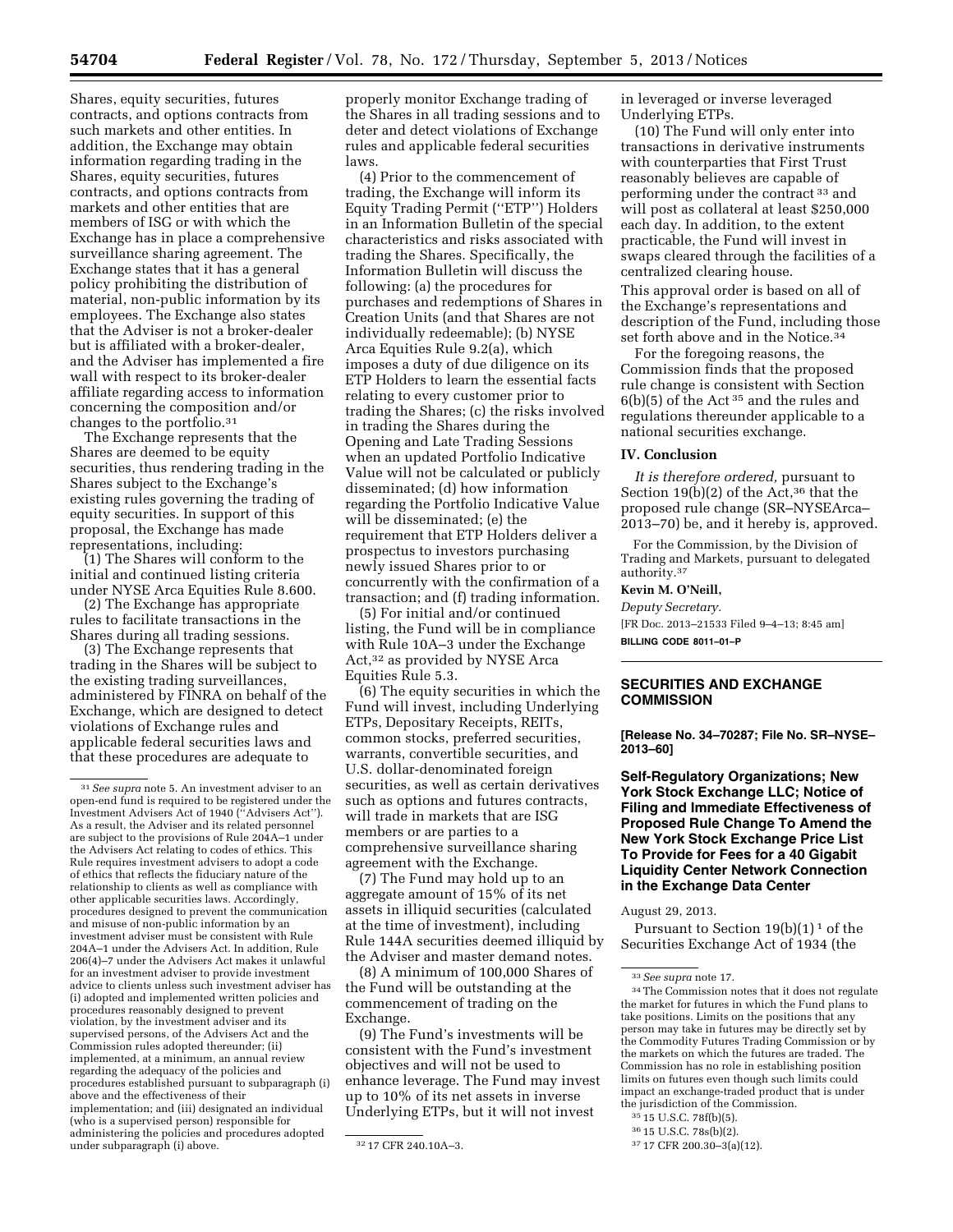Shares, equity securities, futures contracts, and options contracts from such markets and other entities. In addition, the Exchange may obtain information regarding trading in the Shares, equity securities, futures contracts, and options contracts from markets and other entities that are members of ISG or with which the Exchange has in place a comprehensive surveillance sharing agreement. The Exchange states that it has a general policy prohibiting the distribution of material, non-public information by its employees. The Exchange also states that the Adviser is not a broker-dealer but is affiliated with a broker-dealer, and the Adviser has implemented a fire wall with respect to its broker-dealer affiliate regarding access to information concerning the composition and/or changes to the portfolio.[31]

The Exchange represents that the Shares are deemed to be equity securities, thus rendering trading in the Shares subject to the Exchange's existing rules governing the trading of equity securities. In support of this proposal, the Exchange has made representations, including:

(1) The Shares will conform to the initial and continued listing criteria under NYSE Arca Equities Rule 8.600.

(2) The Exchange has appropriate rules to facilitate transactions in the Shares during all trading sessions.

(3) The Exchange represents that trading in the Shares will be subject to the existing trading surveillances, administered by FINRA on behalf of the Exchange, which are designed to detect violations of Exchange rules and applicable federal securities laws and that these procedures are adequate to properly monitor Exchange trading of the Shares in all trading sessions and to deter and detect violations of Exchange rules and applicable federal securities laws.

(4) Prior to the commencement of trading, the Exchange will inform its Equity Trading Permit (''ETP'') Holders in an Information Bulletin of the special characteristics and risks associated with trading the Shares. Specifically, the Information Bulletin will discuss the following: (a) the procedures for purchases and redemptions of Shares in Creation Units (and that Shares are not individually redeemable); (b) NYSE Arca Equities Rule 9.2(a), which imposes a duty of due diligence on its ETP Holders to learn the essential facts relating to every customer prior to trading the Shares; (c) the risks involved in trading the Shares during the Opening and Late Trading Sessions when an updated Portfolio Indicative Value will not be calculated or publicly disseminated; (d) how information regarding the Portfolio Indicative Value will be disseminated; (e) the requirement that ETP Holders deliver a prospectus to investors purchasing newly issued Shares prior to or concurrently with the confirmation of a transaction; and (f) trading information.

(5) For initial and/or continued listing, the Fund will be in compliance with Rule 10A–3 under the Exchange Act,[32] as provided by NYSE Arca Equities Rule 5.3.

(6) The equity securities in which the Fund will invest, including Underlying ETPs, Depositary Receipts, REITs, common stocks, preferred securities, warrants, convertible securities, and U.S. dollar-denominated foreign securities, as well as certain derivatives such as options and futures contracts, will trade in markets that are ISG members or are parties to a comprehensive surveillance sharing agreement with the Exchange.

(7) The Fund may hold up to an aggregate amount of 15% of its net assets in illiquid securities (calculated at the time of investment), including Rule 144A securities deemed illiquid by the Adviser and master demand notes.

(8) A minimum of 100,000 Shares of the Fund will be outstanding at the commencement of trading on the Exchange.

(9) The Fund's investments will be consistent with the Fund's investment objectives and will not be used to enhance leverage. The Fund may invest up to 10% of its net assets in inverse Underlying ETPs, but it will not invest in leveraged or inverse leveraged Underlying ETPs.

(10) The Fund will only enter into transactions in derivative instruments with counterparties that First Trust reasonably believes are capable of performing under the contract[33] and will post as collateral at least $250,000 each day. In addition, to the extent practicable, the Fund will invest in swaps cleared through the facilities of a centralized clearing house.

This approval order is based on all of the Exchange's representations and description of the Fund, including those set forth above and in the Notice.[34]

For the foregoing reasons, the Commission finds that the proposed rule change is consistent with Section 6(b)(5) of the Act[35] and the rules and regulations thereunder applicable to a national securities exchange.

## IV. Conclusion

*It is therefore ordered,* pursuant to Section 19(b)(2) of the Act,[36] that the proposed rule change (SR–NYSEArca–2013–70) be, and it hereby is, approved.

For the Commission, by the Division of Trading and Markets, pursuant to delegated authority.[37]

**Kevin M. O'Neill,**

*Deputy Secretary.*

[FR Doc. 2013–21533 Filed 9–4–13; 8:45 am]

**BILLING CODE 8011–01–P**

---

[31] *See supra* note 5. An investment adviser to an open-end fund is required to be registered under the Investment Advisers Act of 1940 (''Advisers Act''). As a result, the Adviser and its related personnel are subject to the provisions of Rule 204A–1 under the Advisers Act relating to codes of ethics. This Rule requires investment advisers to adopt a code of ethics that reflects the fiduciary nature of the relationship to clients as well as compliance with other applicable securities laws. Accordingly, procedures designed to prevent the communication and misuse of non-public information by an investment adviser must be consistent with Rule 204A–1 under the Advisers Act. In addition, Rule 206(4)–7 under the Advisers Act makes it unlawful for an investment adviser to provide investment advice to clients unless such investment adviser has (i) adopted and implemented written policies and procedures reasonably designed to prevent violation, by the investment adviser and its supervised persons, of the Advisers Act and the Commission rules adopted thereunder; (ii) implemented, at a minimum, an annual review regarding the adequacy of the policies and procedures established pursuant to subparagraph (i) above and the effectiveness of their implementation; and (iii) designated an individual (who is a supervised person) responsible for administering the policies and procedures adopted under subparagraph (i) above.

[32] 17 CFR 240.10A–3.

[33] *See supra* note 17.

[34] The Commission notes that it does not regulate the market for futures in which the Fund plans to take positions. Limits on the positions that any person may take in futures may be directly set by the Commodity Futures Trading Commission or by the markets on which the futures are traded. The Commission has no role in establishing position limits on futures even though such limits could impact an exchange-traded product that is under the jurisdiction of the Commission.

[35] 15 U.S.C. 78f(b)(5).

[36] 15 U.S.C. 78s(b)(2).

[37] 17 CFR 200.30–3(a)(12).

---

## SECURITIES AND EXCHANGE COMMISSION

**[Release No. 34–70287; File No. SR–NYSE–2013–60]**

### Self-Regulatory Organizations; New York Stock Exchange LLC; Notice of Filing and Immediate Effectiveness of Proposed Rule Change To Amend the New York Stock Exchange Price List To Provide for Fees for a 40 Gigabit Liquidity Center Network Connection in the Exchange Data Center

August 29, 2013.

Pursuant to Section 19(b)(1)[1] of the Securities Exchange Act of 1934 (the